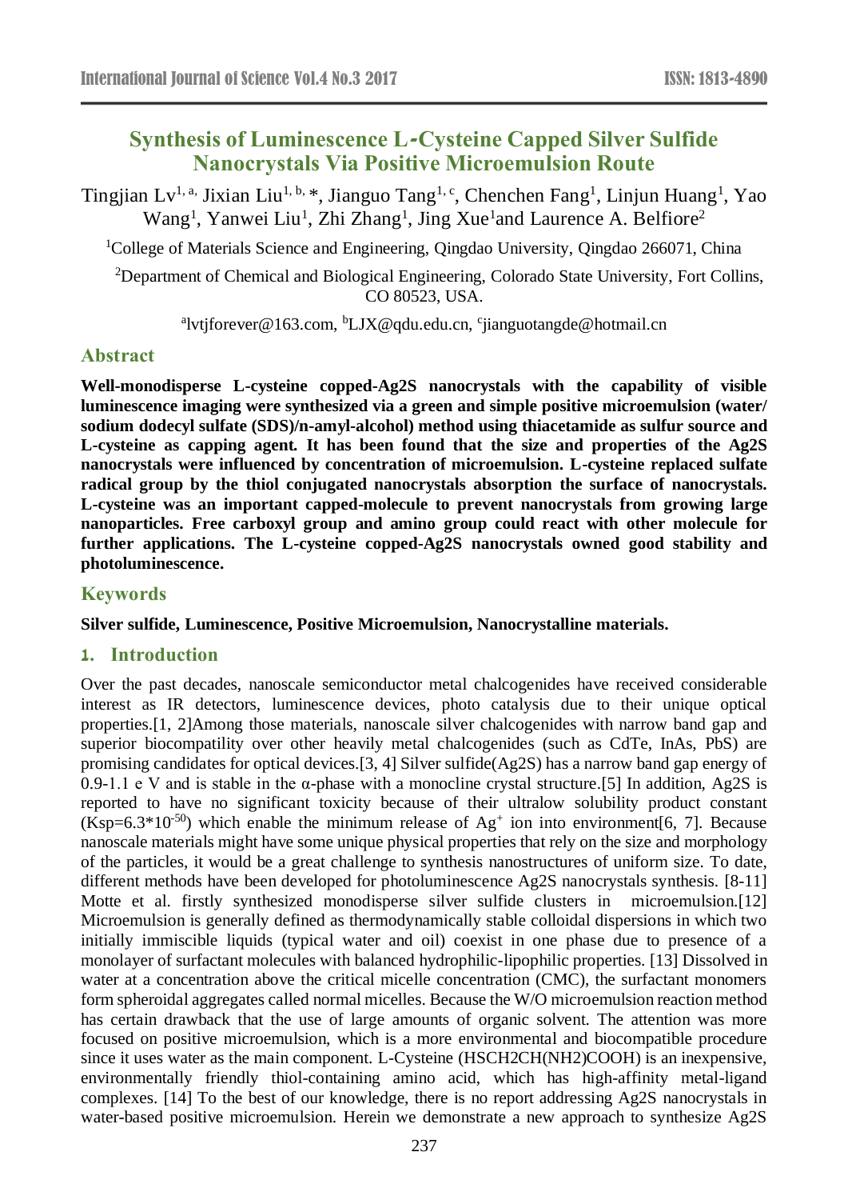# Synthesis of Luminescence L-Cysteine Capped Silver Sulfide Nanocrystals Via Positive Microemulsion Route

Tingjian Lv[1, a], Jixian Liu[1, b, *], Jianguo Tang[1, c], Chenchen Fang[1], Linjun Huang[1], Yao Wang[1], Yanwei Liu[1], Zhi Zhang[1], Jing Xue[1] and Laurence A. Belfiore[2]

[1]College of Materials Science and Engineering, Qingdao University, Qingdao 266071, China

[2]Department of Chemical and Biological Engineering, Colorado State University, Fort Collins, CO 80523, USA.

[a]lvtjforever@163.com, [b]LJX@qdu.edu.cn, [c]jianguotangde@hotmail.cn

## Abstract

**Well-monodisperse L-cysteine copped-Ag2S nanocrystals with the capability of visible luminescence imaging were synthesized via a green and simple positive microemulsion (water/ sodium dodecyl sulfate (SDS)/n-amyl-alcohol) method using thiacetamide as sulfur source and L-cysteine as capping agent. It has been found that the size and properties of the Ag2S nanocrystals were influenced by concentration of microemulsion. L-cysteine replaced sulfate radical group by the thiol conjugated nanocrystals absorption the surface of nanocrystals. L-cysteine was an important capped-molecule to prevent nanocrystals from growing large nanoparticles. Free carboxyl group and amino group could react with other molecule for further applications. The L-cysteine copped-Ag2S nanocrystals owned good stability and photoluminescence.**

## Keywords

**Silver sulfide, Luminescence, Positive Microemulsion, Nanocrystalline materials.**

## 1. Introduction

Over the past decades, nanoscale semiconductor metal chalcogenides have received considerable interest as IR detectors, luminescence devices, photo catalysis due to their unique optical properties.[1, 2]Among those materials, nanoscale silver chalcogenides with narrow band gap and superior biocompatility over other heavily metal chalcogenides (such as CdTe, InAs, PbS) are promising candidates for optical devices.[3, 4] Silver sulfide(Ag2S) has a narrow band gap energy of 0.9-1.1 e V and is stable in the α-phase with a monocline crystal structure.[5] In addition, Ag2S is reported to have no significant toxicity because of their ultralow solubility product constant ($Ksp=6.3*10^{-50}$) which enable the minimum release of $Ag^+$ ion into environment[6, 7]. Because nanoscale materials might have some unique physical properties that rely on the size and morphology of the particles, it would be a great challenge to synthesis nanostructures of uniform size. To date, different methods have been developed for photoluminescence Ag2S nanocrystals synthesis. [8-11] Motte et al. firstly synthesized monodisperse silver sulfide clusters in microemulsion.[12] Microemulsion is generally defined as thermodynamically stable colloidal dispersions in which two initially immiscible liquids (typical water and oil) coexist in one phase due to presence of a monolayer of surfactant molecules with balanced hydrophilic-lipophilic properties. [13] Dissolved in water at a concentration above the critical micelle concentration (CMC), the surfactant monomers form spheroidal aggregates called normal micelles. Because the W/O microemulsion reaction method has certain drawback that the use of large amounts of organic solvent. The attention was more focused on positive microemulsion, which is a more environmental and biocompatible procedure since it uses water as the main component. L-Cysteine (HSCH2CH(NH2)COOH) is an inexpensive, environmentally friendly thiol-containing amino acid, which has high-affinity metal-ligand complexes. [14] To the best of our knowledge, there is no report addressing Ag2S nanocrystals in water-based positive microemulsion. Herein we demonstrate a new approach to synthesize Ag2S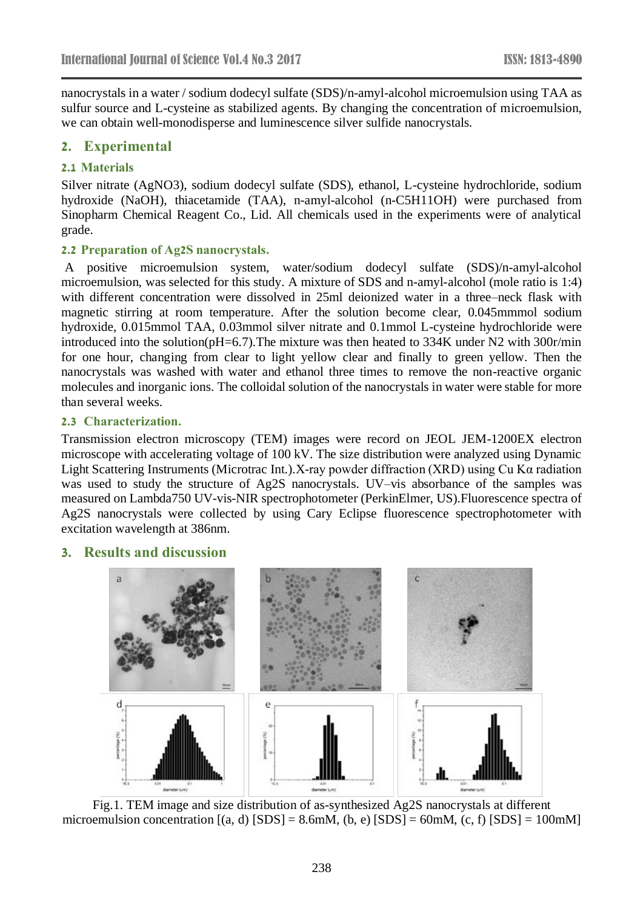nanocrystals in a water / sodium dodecyl sulfate (SDS)/n-amyl-alcohol microemulsion using TAA as sulfur source and L-cysteine as stabilized agents. By changing the concentration of microemulsion, we can obtain well-monodisperse and luminescence silver sulfide nanocrystals.

## 2. Experimental

### 2.1 Materials

Silver nitrate ($AgNO_3$), sodium dodecyl sulfate (SDS), ethanol, L-cysteine hydrochloride, sodium hydroxide (NaOH), thiacetamide (TAA), n-amyl-alcohol (n-$C_5H_{11}OH$) were purchased from Sinopharm Chemical Reagent Co., Lid. All chemicals used in the experiments were of analytical grade.

### 2.2 Preparation of $Ag_2S$ nanocrystals.

A positive microemulsion system, water/sodium dodecyl sulfate (SDS)/n-amyl-alcohol microemulsion, was selected for this study. A mixture of SDS and n-amyl-alcohol (mole ratio is 1:4) with different concentration were dissolved in 25ml deionized water in a three–neck flask with magnetic stirring at room temperature. After the solution become clear, 0.045mmmol sodium hydroxide, 0.015mmol TAA, 0.03mmol silver nitrate and 0.1mmol L-cysteine hydrochloride were introduced into the solution(pH=6.7).The mixture was then heated to 334K under $N_2$ with 300r/min for one hour, changing from clear to light yellow clear and finally to green yellow. Then the nanocrystals was washed with water and ethanol three times to remove the non-reactive organic molecules and inorganic ions. The colloidal solution of the nanocrystals in water were stable for more than several weeks.

### 2.3 Characterization.

Transmission electron microscopy (TEM) images were record on JEOL JEM-1200EX electron microscope with accelerating voltage of 100 kV. The size distribution were analyzed using Dynamic Light Scattering Instruments (Microtrac Int.).X-ray powder diffraction (XRD) using Cu Kα radiation was used to study the structure of $Ag_2S$ nanocrystals. UV–vis absorbance of the samples was measured on Lambda750 UV-vis-NIR spectrophotometer (PerkinElmer, US).Fluorescence spectra of $Ag_2S$ nanocrystals were collected by using Cary Eclipse fluorescence spectrophotometer with excitation wavelength at 386nm.

## 3. Results and discussion

Fig.1. TEM image and size distribution of as-synthesized $Ag_2S$ nanocrystals at different microemulsion concentration [(a, d) [SDS] = 8.6mM, (b, e) [SDS] = 60mM, (c, f) [SDS] = 100mM]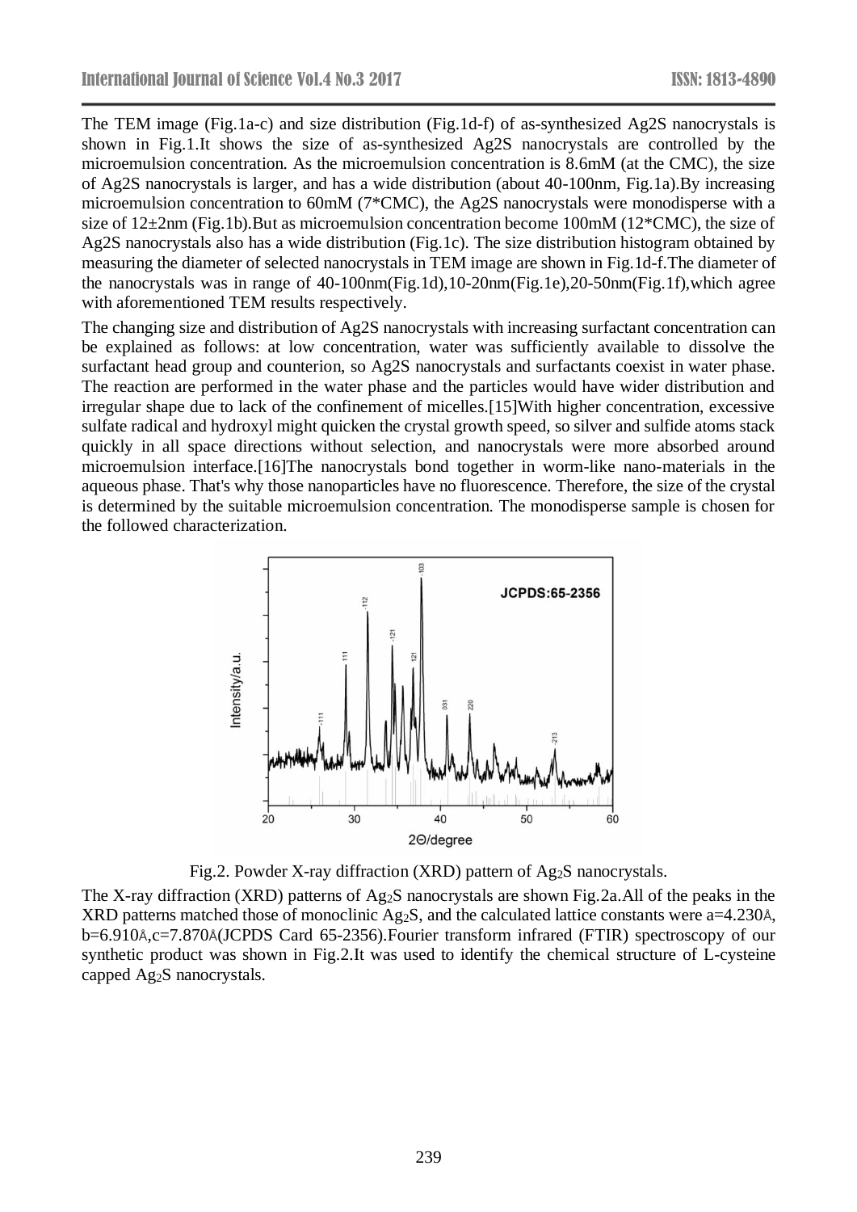The TEM image (Fig.1a-c) and size distribution (Fig.1d-f) of as-synthesized Ag2S nanocrystals is shown in Fig.1.It shows the size of as-synthesized Ag2S nanocrystals are controlled by the microemulsion concentration. As the microemulsion concentration is 8.6mM (at the CMC), the size of Ag2S nanocrystals is larger, and has a wide distribution (about 40-100nm, Fig.1a).By increasing microemulsion concentration to 60mM (7*CMC), the Ag2S nanocrystals were monodisperse with a size of 12±2nm (Fig.1b).But as microemulsion concentration become 100mM (12*CMC), the size of Ag2S nanocrystals also has a wide distribution (Fig.1c). The size distribution histogram obtained by measuring the diameter of selected nanocrystals in TEM image are shown in Fig.1d-f.The diameter of the nanocrystals was in range of 40-100nm(Fig.1d),10-20nm(Fig.1e),20-50nm(Fig.1f),which agree with aforementioned TEM results respectively.

The changing size and distribution of Ag2S nanocrystals with increasing surfactant concentration can be explained as follows: at low concentration, water was sufficiently available to dissolve the surfactant head group and counterion, so Ag2S nanocrystals and surfactants coexist in water phase. The reaction are performed in the water phase and the particles would have wider distribution and irregular shape due to lack of the confinement of micelles.[15]With higher concentration, excessive sulfate radical and hydroxyl might quicken the crystal growth speed, so silver and sulfide atoms stack quickly in all space directions without selection, and nanocrystals were more absorbed around microemulsion interface.[16]The nanocrystals bond together in worm-like nano-materials in the aqueous phase. That's why those nanoparticles have no fluorescence. Therefore, the size of the crystal is determined by the suitable microemulsion concentration. The monodisperse sample is chosen for the followed characterization.

Fig.2. Powder X-ray diffraction (XRD) pattern of $Ag_2S$ nanocrystals.

The X-ray diffraction (XRD) patterns of $Ag_2S$ nanocrystals are shown Fig.2a.All of the peaks in the XRD patterns matched those of monoclinic $Ag_2S$, and the calculated lattice constants were a=4.230Å, b=6.910Å,c=7.870Å(JCPDS Card 65-2356).Fourier transform infrared (FTIR) spectroscopy of our synthetic product was shown in Fig.2.It was used to identify the chemical structure of L-cysteine capped $Ag_2S$ nanocrystals.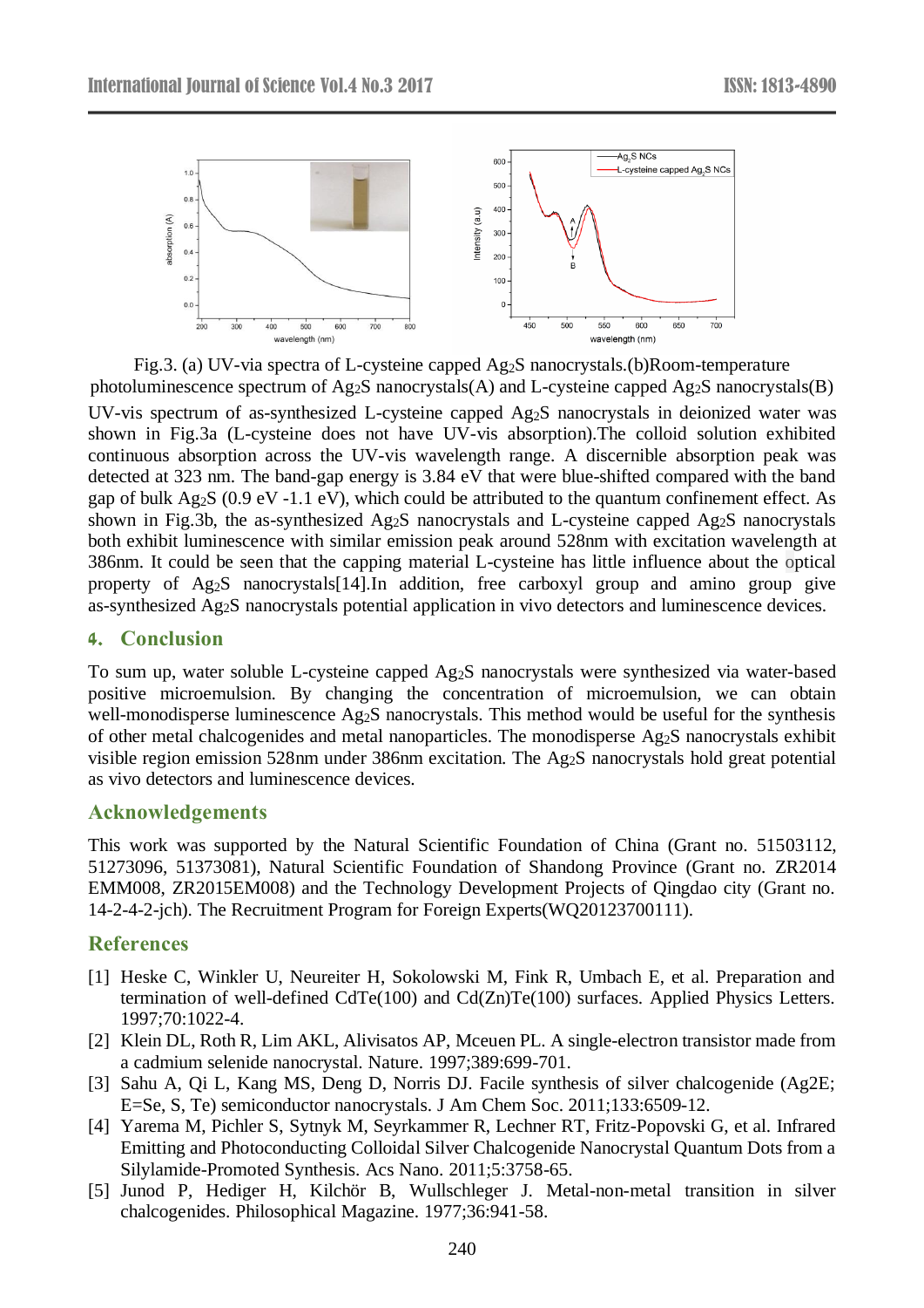Fig.3. (a) UV-via spectra of L-cysteine capped $Ag_2S$ nanocrystals.(b)Room-temperature photoluminescence spectrum of $Ag_2S$ nanocrystals(A) and L-cysteine capped $Ag_2S$ nanocrystals(B)

UV-vis spectrum of as-synthesized L-cysteine capped $Ag_2S$ nanocrystals in deionized water was shown in Fig.3a (L-cysteine does not have UV-vis absorption).The colloid solution exhibited continuous absorption across the UV-vis wavelength range. A discernible absorption peak was detected at 323 nm. The band-gap energy is 3.84 eV that were blue-shifted compared with the band gap of bulk $Ag_2S$ (0.9 eV -1.1 eV), which could be attributed to the quantum confinement effect. As shown in Fig.3b, the as-synthesized $Ag_2S$ nanocrystals and L-cysteine capped $Ag_2S$ nanocrystals both exhibit luminescence with similar emission peak around 528nm with excitation wavelength at 386nm. It could be seen that the capping material L-cysteine has little influence about the optical property of $Ag_2S$ nanocrystals[14].In addition, free carboxyl group and amino group give as-synthesized $Ag_2S$ nanocrystals potential application in vivo detectors and luminescence devices.

## 4. Conclusion

To sum up, water soluble L-cysteine capped $Ag_2S$ nanocrystals were synthesized via water-based positive microemulsion. By changing the concentration of microemulsion, we can obtain well-monodisperse luminescence $Ag_2S$ nanocrystals. This method would be useful for the synthesis of other metal chalcogenides and metal nanoparticles. The monodisperse $Ag_2S$ nanocrystals exhibit visible region emission 528nm under 386nm excitation. The $Ag_2S$ nanocrystals hold great potential as vivo detectors and luminescence devices.

## Acknowledgements

This work was supported by the Natural Scientific Foundation of China (Grant no. 51503112, 51273096, 51373081), Natural Scientific Foundation of Shandong Province (Grant no. ZR2014 EMM008, ZR2015EM008) and the Technology Development Projects of Qingdao city (Grant no. 14-2-4-2-jch). The Recruitment Program for Foreign Experts(WQ20123700111).

## References

[1] Heske C, Winkler U, Neureiter H, Sokolowski M, Fink R, Umbach E, et al. Preparation and termination of well-defined CdTe(100) and Cd(Zn)Te(100) surfaces. Applied Physics Letters. 1997;70:1022-4.

[2] Klein DL, Roth R, Lim AKL, Alivisatos AP, Mceuen PL. A single-electron transistor made from a cadmium selenide nanocrystal. Nature. 1997;389:699-701.

[3] Sahu A, Qi L, Kang MS, Deng D, Norris DJ. Facile synthesis of silver chalcogenide (Ag2E; E=Se, S, Te) semiconductor nanocrystals. J Am Chem Soc. 2011;133:6509-12.

[4] Yarema M, Pichler S, Sytnyk M, Seyrkammer R, Lechner RT, Fritz-Popovski G, et al. Infrared Emitting and Photoconducting Colloidal Silver Chalcogenide Nanocrystal Quantum Dots from a Silylamide-Promoted Synthesis. Acs Nano. 2011;5:3758-65.

[5] Junod P, Hediger H, Kilchör B, Wullschleger J. Metal-non-metal transition in silver chalcogenides. Philosophical Magazine. 1977;36:941-58.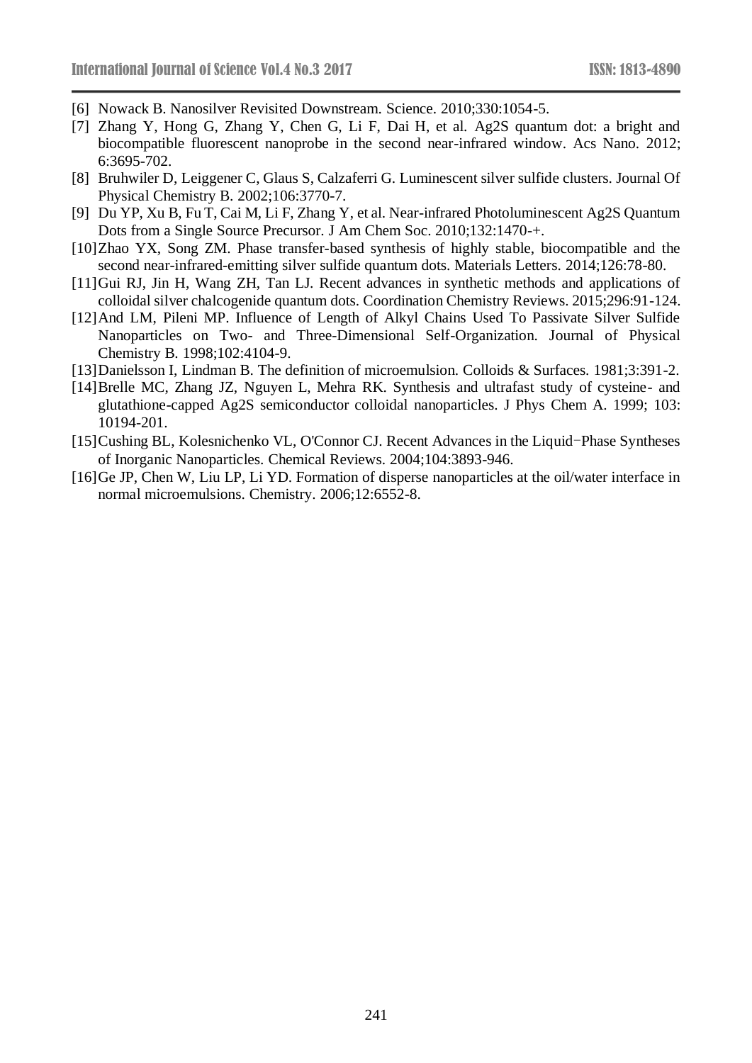[6] Nowack B. Nanosilver Revisited Downstream. Science. 2010;330:1054-5.

[7] Zhang Y, Hong G, Zhang Y, Chen G, Li F, Dai H, et al. Ag2S quantum dot: a bright and biocompatible fluorescent nanoprobe in the second near-infrared window. Acs Nano. 2012; 6:3695-702.

[8] Bruhwiler D, Leiggener C, Glaus S, Calzaferri G. Luminescent silver sulfide clusters. Journal Of Physical Chemistry B. 2002;106:3770-7.

[9] Du YP, Xu B, Fu T, Cai M, Li F, Zhang Y, et al. Near-infrared Photoluminescent Ag2S Quantum Dots from a Single Source Precursor. J Am Chem Soc. 2010;132:1470-+.

[10] Zhao YX, Song ZM. Phase transfer-based synthesis of highly stable, biocompatible and the second near-infrared-emitting silver sulfide quantum dots. Materials Letters. 2014;126:78-80.

[11] Gui RJ, Jin H, Wang ZH, Tan LJ. Recent advances in synthetic methods and applications of colloidal silver chalcogenide quantum dots. Coordination Chemistry Reviews. 2015;296:91-124.

[12] And LM, Pileni MP. Influence of Length of Alkyl Chains Used To Passivate Silver Sulfide Nanoparticles on Two- and Three-Dimensional Self-Organization. Journal of Physical Chemistry B. 1998;102:4104-9.

[13] Danielsson I, Lindman B. The definition of microemulsion. Colloids & Surfaces. 1981;3:391-2.

[14] Brelle MC, Zhang JZ, Nguyen L, Mehra RK. Synthesis and ultrafast study of cysteine- and glutathione-capped Ag2S semiconductor colloidal nanoparticles. J Phys Chem A. 1999; 103: 10194-201.

[15] Cushing BL, Kolesnichenko VL, O'Connor CJ. Recent Advances in the Liquid−Phase Syntheses of Inorganic Nanoparticles. Chemical Reviews. 2004;104:3893-946.

[16] Ge JP, Chen W, Liu LP, Li YD. Formation of disperse nanoparticles at the oil/water interface in normal microemulsions. Chemistry. 2006;12:6552-8.